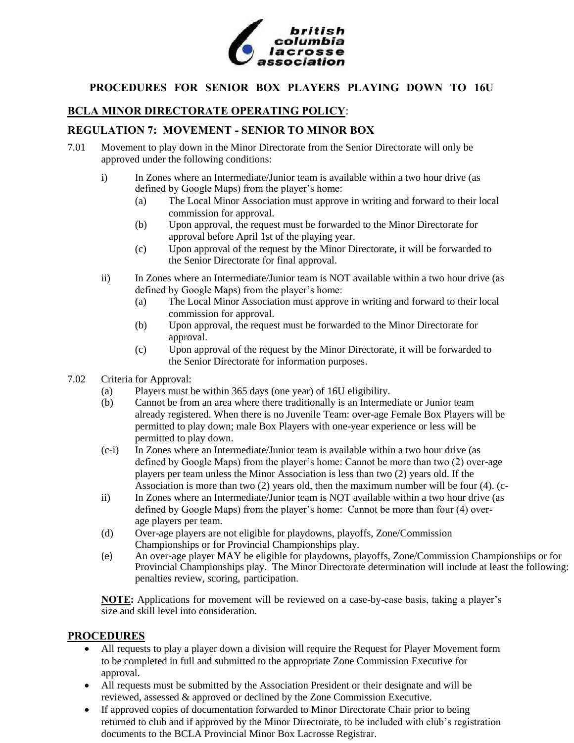british columbia lacrosse association

# PROCEDURES FOR SENIOR BOX PLAYERS PLAYING DOWN TO 16U

## BCLA MINOR DIRECTORATE OPERATING POLICY:

### REGULATION 7: MOVEMENT - SENIOR TO MINOR BOX

7.01 Movement to play down in the Minor Directorate from the Senior Directorate will only be approved under the following conditions:

i) In Zones where an Intermediate/Junior team is available within a two hour drive (as defined by Google Maps) from the player's home:
   - (a) The Local Minor Association must approve in writing and forward to their local commission for approval.
   - (b) Upon approval, the request must be forwarded to the Minor Directorate for approval before April 1st of the playing year.
   - (c) Upon approval of the request by the Minor Directorate, it will be forwarded to the Senior Directorate for final approval.

ii) In Zones where an Intermediate/Junior team is NOT available within a two hour drive (as defined by Google Maps) from the player's home:
   - (a) The Local Minor Association must approve in writing and forward to their local commission for approval.
   - (b) Upon approval, the request must be forwarded to the Minor Directorate for approval.
   - (c) Upon approval of the request by the Minor Directorate, it will be forwarded to the Senior Directorate for information purposes.

7.02 Criteria for Approval:
- (a) Players must be within 365 days (one year) of 16U eligibility.
- (b) Cannot be from an area where there traditionally is an Intermediate or Junior team already registered. When there is no Juvenile Team: over-age Female Box Players will be permitted to play down; male Box Players with one-year experience or less will be permitted to play down.
- (c-i) In Zones where an Intermediate/Junior team is available within a two hour drive (as defined by Google Maps) from the player's home: Cannot be more than two (2) over-age players per team unless the Minor Association is less than two (2) years old. If the Association is more than two (2) years old, then the maximum number will be four (4). (c-
- ii) In Zones where an Intermediate/Junior team is NOT available within a two hour drive (as defined by Google Maps) from the player's home: Cannot be more than four (4) over-age players per team.
- (d) Over-age players are not eligible for playdowns, playoffs, Zone/Commission Championships or for Provincial Championships play.
- (e) An over-age player MAY be eligible for playdowns, playoffs, Zone/Commission Championships or for Provincial Championships play. The Minor Directorate determination will include at least the following: penalties review, scoring, participation.

**NOTE:** Applications for movement will be reviewed on a case-by-case basis, taking a player's size and skill level into consideration.

## PROCEDURES

- All requests to play a player down a division will require the Request for Player Movement form to be completed in full and submitted to the appropriate Zone Commission Executive for approval.
- All requests must be submitted by the Association President or their designate and will be reviewed, assessed & approved or declined by the Zone Commission Executive.
- If approved copies of documentation forwarded to Minor Directorate Chair prior to being returned to club and if approved by the Minor Directorate, to be included with club's registration documents to the BCLA Provincial Minor Box Lacrosse Registrar.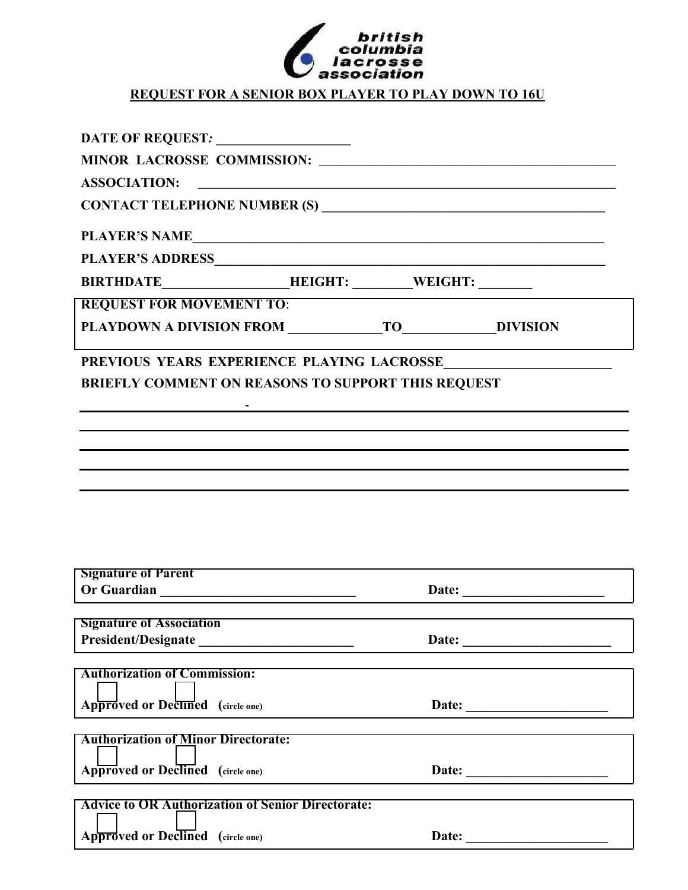british columbia lacrosse association

## REQUEST FOR A SENIOR BOX PLAYER TO PLAY DOWN TO 16U

**DATE OF REQUEST:** ____________________

**MINOR LACROSSE COMMISSION:** ____________________________________________

**ASSOCIATION:** ____________________________________________________________

**CONTACT TELEPHONE NUMBER (S)** ________________________________________

**PLAYER'S NAME**____________________________________________________________

**PLAYER'S ADDRESS**_________________________________________________________

**BIRTHDATE**__________________**HEIGHT:** ________**WEIGHT:** ________

**REQUEST FOR MOVEMENT TO**:

**PLAYDOWN A DIVISION FROM** _____________**TO**_____________**DIVISION**

**PREVIOUS YEARS EXPERIENCE PLAYING LACROSSE**________________________

**BRIEFLY COMMENT ON REASONS TO SUPPORT THIS REQUEST**

______________________________________________________________________

______________________________________________________________________

______________________________________________________________________

______________________________________________________________________

______________________________________________________________________

**Signature of Parent Or Guardian** ____________________________ **Date:** ____________________

**Signature of Association President/Designate** ______________________ **Date:** ______________________

**Authorization of Commission:**

☐ **Approved or** ☐ **Declined** (circle one) **Date:** ____________________

**Authorization of Minor Directorate:**

☐ **Approved or** ☐ **Declined** (circle one) **Date:** ____________________

**Advice to OR Authorization of Senior Directorate:**

☐ **Approved or** ☐ **Declined** (circle one) **Date:** ____________________